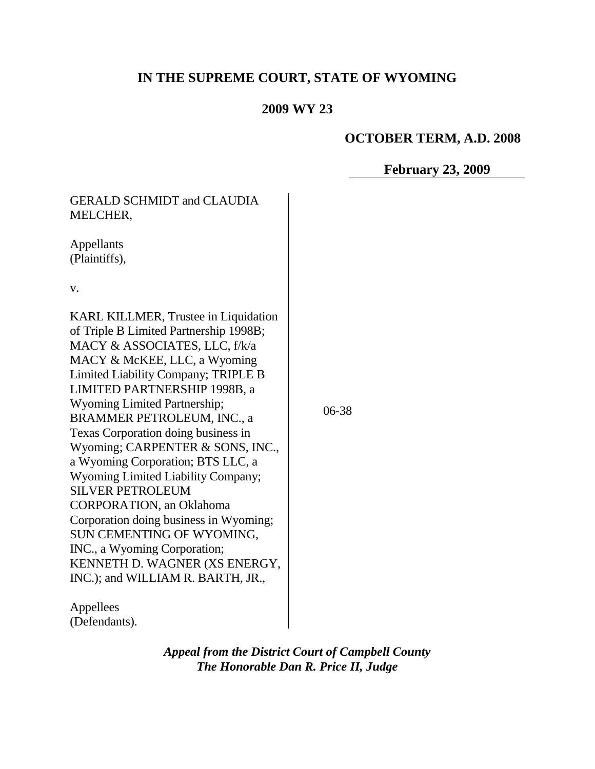**IN THE SUPREME COURT, STATE OF WYOMING**

**2009 WY 23**

**OCTOBER TERM, A.D. 2008**

**February 23, 2009**

GERALD SCHMIDT and CLAUDIA MELCHER,

Appellants
(Plaintiffs),

v.

KARL KILLMER, Trustee in Liquidation of Triple B Limited Partnership 1998B; MACY & ASSOCIATES, LLC, f/k/a MACY & McKEE, LLC, a Wyoming Limited Liability Company; TRIPLE B LIMITED PARTNERSHIP 1998B, a Wyoming Limited Partnership; BRAMMER PETROLEUM, INC., a Texas Corporation doing business in Wyoming; CARPENTER & SONS, INC., a Wyoming Corporation; BTS LLC, a Wyoming Limited Liability Company; SILVER PETROLEUM CORPORATION, an Oklahoma Corporation doing business in Wyoming; SUN CEMENTING OF WYOMING, INC., a Wyoming Corporation; KENNETH D. WAGNER (XS ENERGY, INC.); and WILLIAM R. BARTH, JR.,

Appellees
(Defendants).

06-38

***Appeal from the District Court of Campbell County***
***The Honorable Dan R. Price II, Judge***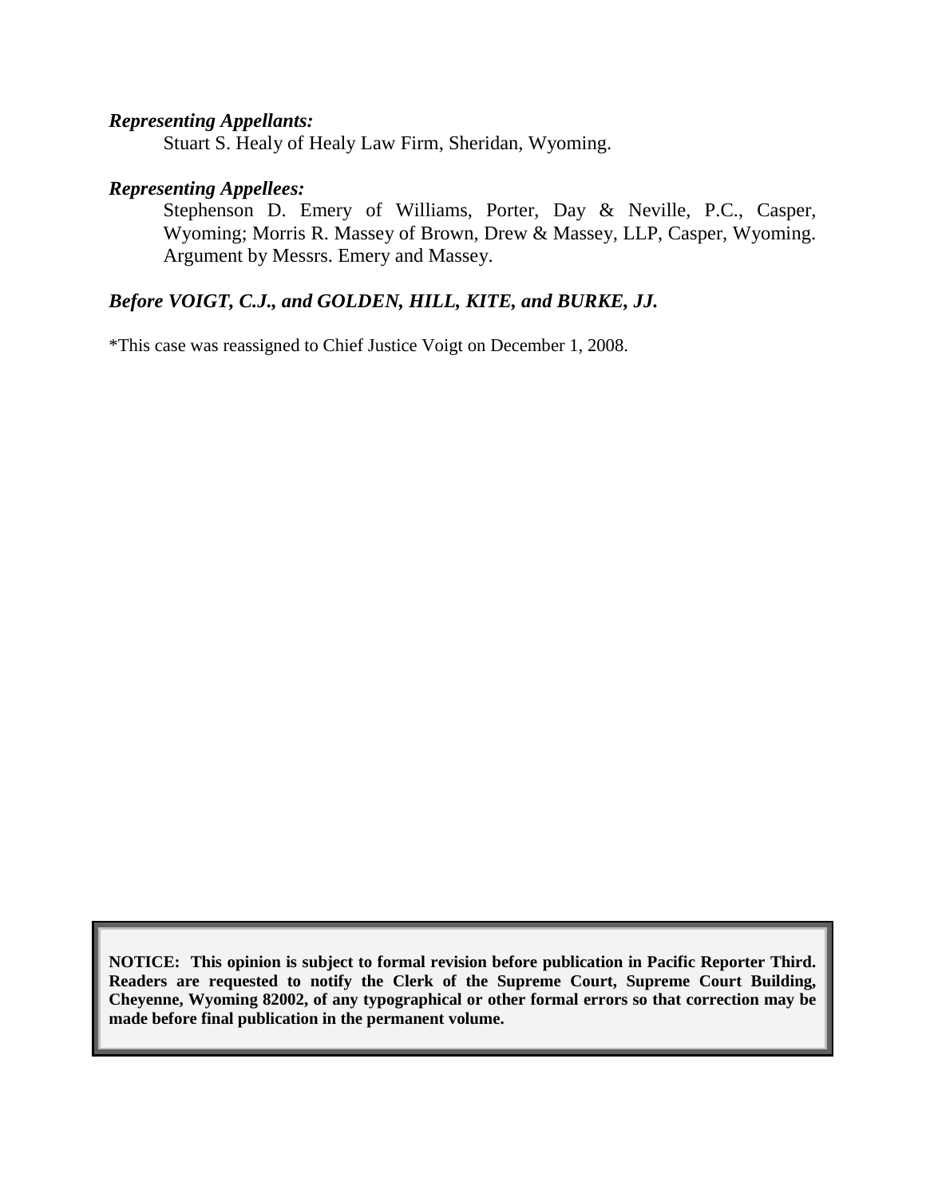***Representing Appellants:***

Stuart S. Healy of Healy Law Firm, Sheridan, Wyoming.

***Representing Appellees:***

Stephenson D. Emery of Williams, Porter, Day & Neville, P.C., Casper, Wyoming; Morris R. Massey of Brown, Drew & Massey, LLP, Casper, Wyoming. Argument by Messrs. Emery and Massey.

***Before VOIGT, C.J., and GOLDEN, HILL, KITE, and BURKE, JJ.***

*This case was reassigned to Chief Justice Voigt on December 1, 2008.

**NOTICE: This opinion is subject to formal revision before publication in Pacific Reporter Third. Readers are requested to notify the Clerk of the Supreme Court, Supreme Court Building, Cheyenne, Wyoming 82002, of any typographical or other formal errors so that correction may be made before final publication in the permanent volume.**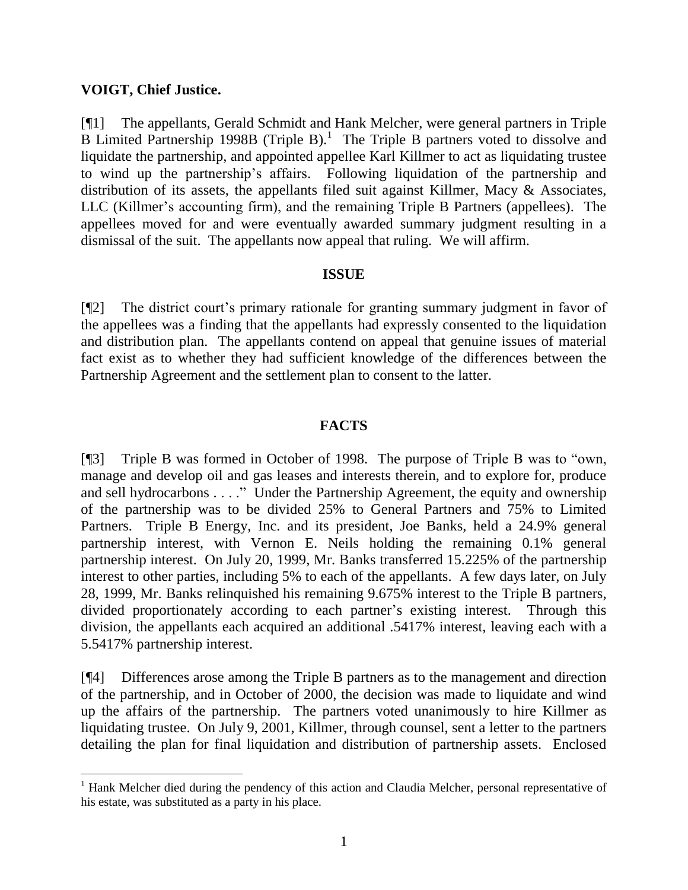**VOIGT, Chief Justice.**

[¶1] The appellants, Gerald Schmidt and Hank Melcher, were general partners in Triple B Limited Partnership 1998B (Triple B).[1] The Triple B partners voted to dissolve and liquidate the partnership, and appointed appellee Karl Killmer to act as liquidating trustee to wind up the partnership's affairs. Following liquidation of the partnership and distribution of its assets, the appellants filed suit against Killmer, Macy & Associates, LLC (Killmer's accounting firm), and the remaining Triple B Partners (appellees). The appellees moved for and were eventually awarded summary judgment resulting in a dismissal of the suit. The appellants now appeal that ruling. We will affirm.

## ISSUE

[¶2] The district court's primary rationale for granting summary judgment in favor of the appellees was a finding that the appellants had expressly consented to the liquidation and distribution plan. The appellants contend on appeal that genuine issues of material fact exist as to whether they had sufficient knowledge of the differences between the Partnership Agreement and the settlement plan to consent to the latter.

## FACTS

[¶3] Triple B was formed in October of 1998. The purpose of Triple B was to "own, manage and develop oil and gas leases and interests therein, and to explore for, produce and sell hydrocarbons . . . ." Under the Partnership Agreement, the equity and ownership of the partnership was to be divided 25% to General Partners and 75% to Limited Partners. Triple B Energy, Inc. and its president, Joe Banks, held a 24.9% general partnership interest, with Vernon E. Neils holding the remaining 0.1% general partnership interest. On July 20, 1999, Mr. Banks transferred 15.225% of the partnership interest to other parties, including 5% to each of the appellants. A few days later, on July 28, 1999, Mr. Banks relinquished his remaining 9.675% interest to the Triple B partners, divided proportionately according to each partner's existing interest. Through this division, the appellants each acquired an additional .5417% interest, leaving each with a 5.5417% partnership interest.

[¶4] Differences arose among the Triple B partners as to the management and direction of the partnership, and in October of 2000, the decision was made to liquidate and wind up the affairs of the partnership. The partners voted unanimously to hire Killmer as liquidating trustee. On July 9, 2001, Killmer, through counsel, sent a letter to the partners detailing the plan for final liquidation and distribution of partnership assets. Enclosed

[1] Hank Melcher died during the pendency of this action and Claudia Melcher, personal representative of his estate, was substituted as a party in his place.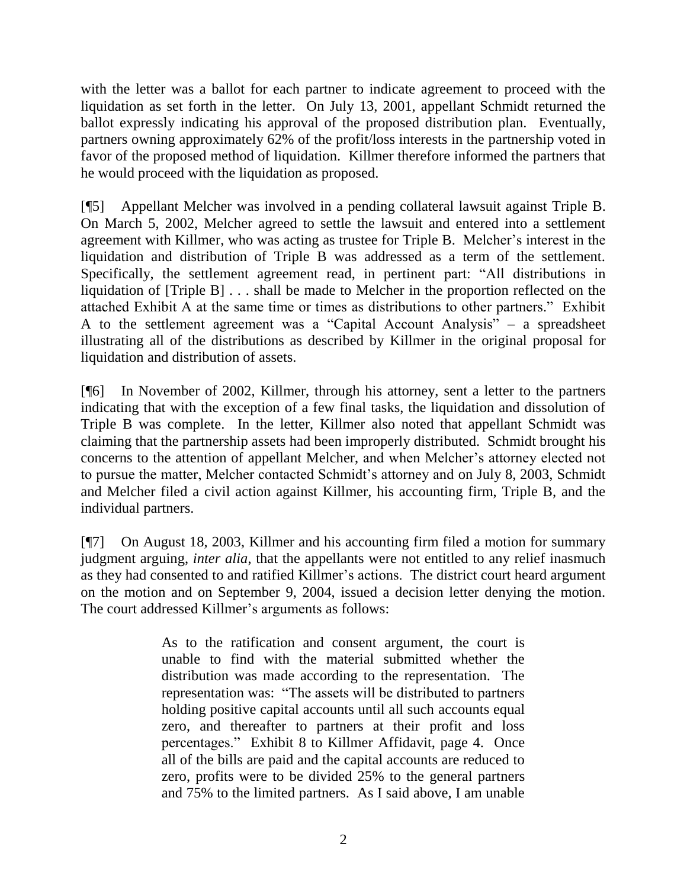with the letter was a ballot for each partner to indicate agreement to proceed with the liquidation as set forth in the letter. On July 13, 2001, appellant Schmidt returned the ballot expressly indicating his approval of the proposed distribution plan. Eventually, partners owning approximately 62% of the profit/loss interests in the partnership voted in favor of the proposed method of liquidation. Killmer therefore informed the partners that he would proceed with the liquidation as proposed.

[¶5] Appellant Melcher was involved in a pending collateral lawsuit against Triple B. On March 5, 2002, Melcher agreed to settle the lawsuit and entered into a settlement agreement with Killmer, who was acting as trustee for Triple B. Melcher's interest in the liquidation and distribution of Triple B was addressed as a term of the settlement. Specifically, the settlement agreement read, in pertinent part: "All distributions in liquidation of [Triple B] . . . shall be made to Melcher in the proportion reflected on the attached Exhibit A at the same time or times as distributions to other partners." Exhibit A to the settlement agreement was a "Capital Account Analysis" – a spreadsheet illustrating all of the distributions as described by Killmer in the original proposal for liquidation and distribution of assets.

[¶6] In November of 2002, Killmer, through his attorney, sent a letter to the partners indicating that with the exception of a few final tasks, the liquidation and dissolution of Triple B was complete. In the letter, Killmer also noted that appellant Schmidt was claiming that the partnership assets had been improperly distributed. Schmidt brought his concerns to the attention of appellant Melcher, and when Melcher's attorney elected not to pursue the matter, Melcher contacted Schmidt's attorney and on July 8, 2003, Schmidt and Melcher filed a civil action against Killmer, his accounting firm, Triple B, and the individual partners.

[¶7] On August 18, 2003, Killmer and his accounting firm filed a motion for summary judgment arguing, *inter alia*, that the appellants were not entitled to any relief inasmuch as they had consented to and ratified Killmer's actions. The district court heard argument on the motion and on September 9, 2004, issued a decision letter denying the motion. The court addressed Killmer's arguments as follows:

> As to the ratification and consent argument, the court is unable to find with the material submitted whether the distribution was made according to the representation. The representation was: "The assets will be distributed to partners holding positive capital accounts until all such accounts equal zero, and thereafter to partners at their profit and loss percentages." Exhibit 8 to Killmer Affidavit, page 4. Once all of the bills are paid and the capital accounts are reduced to zero, profits were to be divided 25% to the general partners and 75% to the limited partners. As I said above, I am unable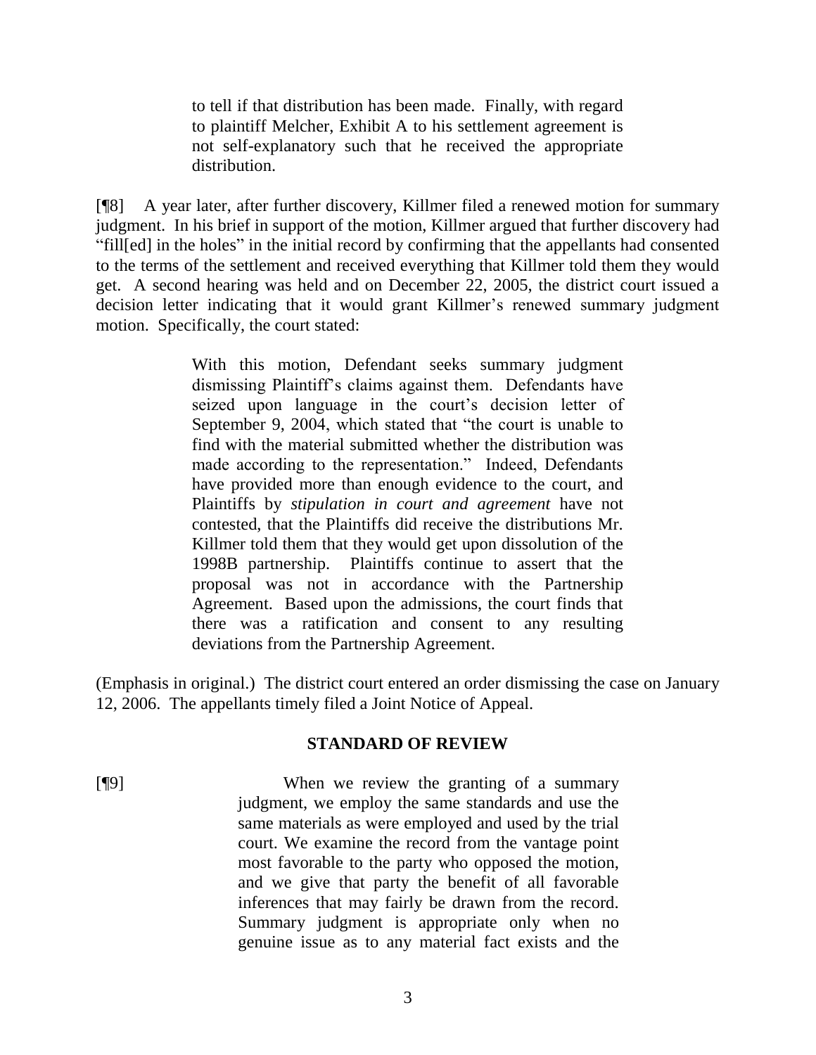> to tell if that distribution has been made. Finally, with regard to plaintiff Melcher, Exhibit A to his settlement agreement is not self-explanatory such that he received the appropriate distribution.

[¶8] A year later, after further discovery, Killmer filed a renewed motion for summary judgment. In his brief in support of the motion, Killmer argued that further discovery had "fill[ed] in the holes" in the initial record by confirming that the appellants had consented to the terms of the settlement and received everything that Killmer told them they would get. A second hearing was held and on December 22, 2005, the district court issued a decision letter indicating that it would grant Killmer's renewed summary judgment motion. Specifically, the court stated:

> With this motion, Defendant seeks summary judgment dismissing Plaintiff's claims against them. Defendants have seized upon language in the court's decision letter of September 9, 2004, which stated that "the court is unable to find with the material submitted whether the distribution was made according to the representation." Indeed, Defendants have provided more than enough evidence to the court, and Plaintiffs by *stipulation in court and agreement* have not contested, that the Plaintiffs did receive the distributions Mr. Killmer told them that they would get upon dissolution of the 1998B partnership. Plaintiffs continue to assert that the proposal was not in accordance with the Partnership Agreement. Based upon the admissions, the court finds that there was a ratification and consent to any resulting deviations from the Partnership Agreement.

(Emphasis in original.) The district court entered an order dismissing the case on January 12, 2006. The appellants timely filed a Joint Notice of Appeal.

## STANDARD OF REVIEW

[¶9]

> When we review the granting of a summary judgment, we employ the same standards and use the same materials as were employed and used by the trial court. We examine the record from the vantage point most favorable to the party who opposed the motion, and we give that party the benefit of all favorable inferences that may fairly be drawn from the record. Summary judgment is appropriate only when no genuine issue as to any material fact exists and the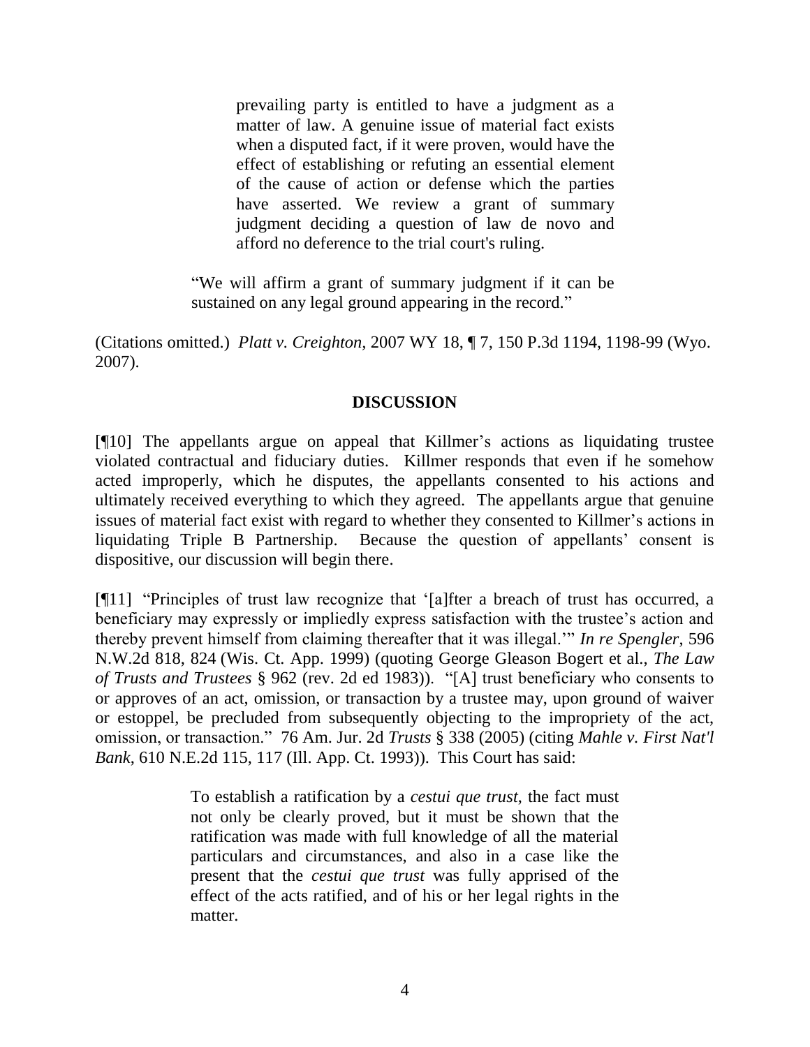> prevailing party is entitled to have a judgment as a matter of law. A genuine issue of material fact exists when a disputed fact, if it were proven, would have the effect of establishing or refuting an essential element of the cause of action or defense which the parties have asserted. We review a grant of summary judgment deciding a question of law de novo and afford no deference to the trial court's ruling.
>
> "We will affirm a grant of summary judgment if it can be sustained on any legal ground appearing in the record."

(Citations omitted.) *Platt v. Creighton*, 2007 WY 18, ¶ 7, 150 P.3d 1194, 1198-99 (Wyo. 2007).

## DISCUSSION

[¶10] The appellants argue on appeal that Killmer's actions as liquidating trustee violated contractual and fiduciary duties. Killmer responds that even if he somehow acted improperly, which he disputes, the appellants consented to his actions and ultimately received everything to which they agreed. The appellants argue that genuine issues of material fact exist with regard to whether they consented to Killmer's actions in liquidating Triple B Partnership. Because the question of appellants' consent is dispositive, our discussion will begin there.

[¶11] "Principles of trust law recognize that '[a]fter a breach of trust has occurred, a beneficiary may expressly or impliedly express satisfaction with the trustee's action and thereby prevent himself from claiming thereafter that it was illegal.'" *In re Spengler*, 596 N.W.2d 818, 824 (Wis. Ct. App. 1999) (quoting George Gleason Bogert et al., *The Law of Trusts and Trustees* § 962 (rev. 2d ed 1983)). "[A] trust beneficiary who consents to or approves of an act, omission, or transaction by a trustee may, upon ground of waiver or estoppel, be precluded from subsequently objecting to the impropriety of the act, omission, or transaction." 76 Am. Jur. 2d *Trusts* § 338 (2005) (citing *Mahle v. First Nat'l Bank*, 610 N.E.2d 115, 117 (Ill. App. Ct. 1993)). This Court has said:

> To establish a ratification by a *cestui que trust*, the fact must not only be clearly proved, but it must be shown that the ratification was made with full knowledge of all the material particulars and circumstances, and also in a case like the present that the *cestui que trust* was fully apprised of the effect of the acts ratified, and of his or her legal rights in the matter.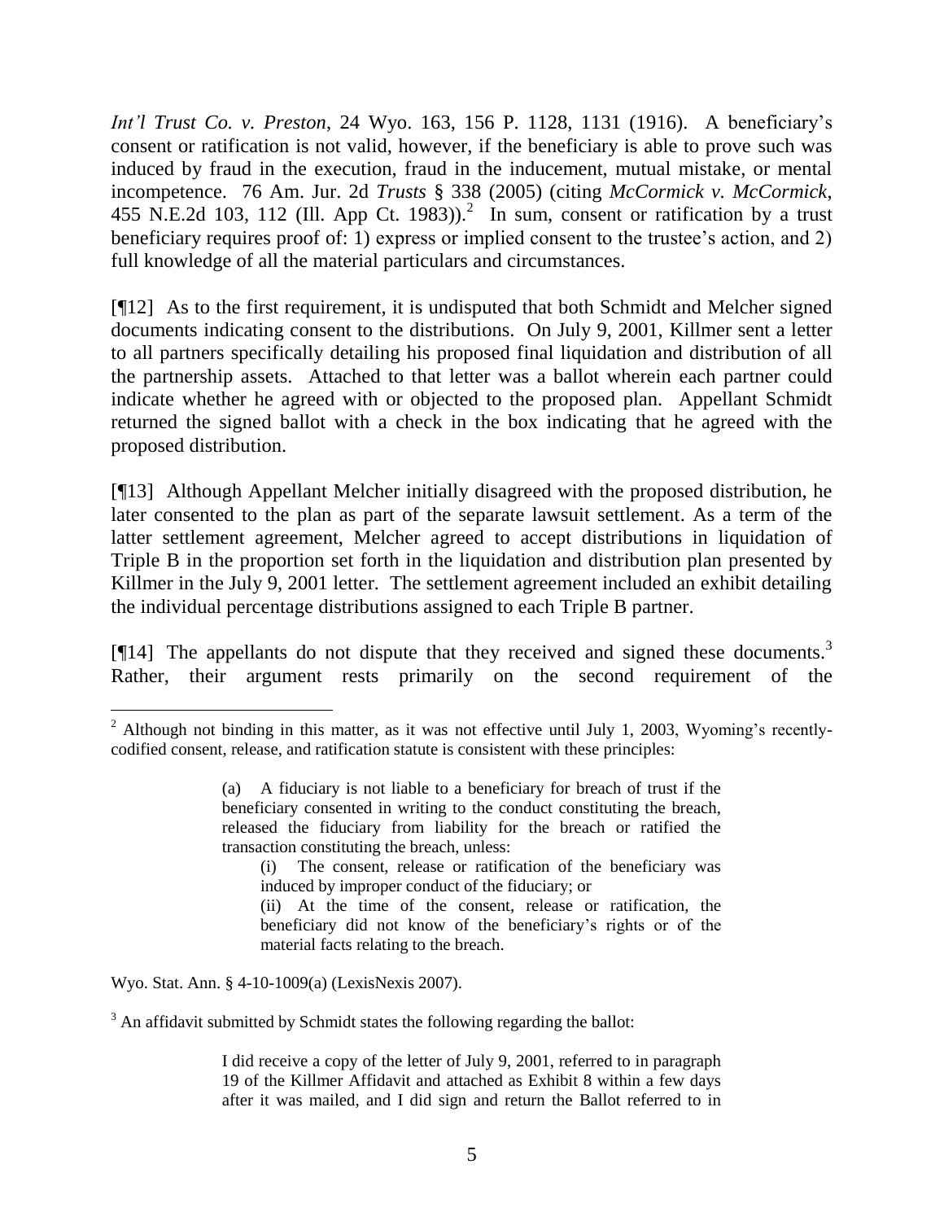*Int'l Trust Co. v. Preston*, 24 Wyo. 163, 156 P. 1128, 1131 (1916). A beneficiary's consent or ratification is not valid, however, if the beneficiary is able to prove such was induced by fraud in the execution, fraud in the inducement, mutual mistake, or mental incompetence. 76 Am. Jur. 2d *Trusts* § 338 (2005) (citing *McCormick v. McCormick*, 455 N.E.2d 103, 112 (Ill. App Ct. 1983)).[2] In sum, consent or ratification by a trust beneficiary requires proof of: 1) express or implied consent to the trustee's action, and 2) full knowledge of all the material particulars and circumstances.

[¶12] As to the first requirement, it is undisputed that both Schmidt and Melcher signed documents indicating consent to the distributions. On July 9, 2001, Killmer sent a letter to all partners specifically detailing his proposed final liquidation and distribution of all the partnership assets. Attached to that letter was a ballot wherein each partner could indicate whether he agreed with or objected to the proposed plan. Appellant Schmidt returned the signed ballot with a check in the box indicating that he agreed with the proposed distribution.

[¶13] Although Appellant Melcher initially disagreed with the proposed distribution, he later consented to the plan as part of the separate lawsuit settlement. As a term of the latter settlement agreement, Melcher agreed to accept distributions in liquidation of Triple B in the proportion set forth in the liquidation and distribution plan presented by Killmer in the July 9, 2001 letter. The settlement agreement included an exhibit detailing the individual percentage distributions assigned to each Triple B partner.

[¶14] The appellants do not dispute that they received and signed these documents.[3] Rather, their argument rests primarily on the second requirement of the

---

[2] Although not binding in this matter, as it was not effective until July 1, 2003, Wyoming's recently-codified consent, release, and ratification statute is consistent with these principles:

> (a) A fiduciary is not liable to a beneficiary for breach of trust if the beneficiary consented in writing to the conduct constituting the breach, released the fiduciary from liability for the breach or ratified the transaction constituting the breach, unless:
>
> (i) The consent, release or ratification of the beneficiary was induced by improper conduct of the fiduciary; or
>
> (ii) At the time of the consent, release or ratification, the beneficiary did not know of the beneficiary's rights or of the material facts relating to the breach.

Wyo. Stat. Ann. § 4-10-1009(a) (LexisNexis 2007).

[3] An affidavit submitted by Schmidt states the following regarding the ballot:

> I did receive a copy of the letter of July 9, 2001, referred to in paragraph 19 of the Killmer Affidavit and attached as Exhibit 8 within a few days after it was mailed, and I did sign and return the Ballot referred to in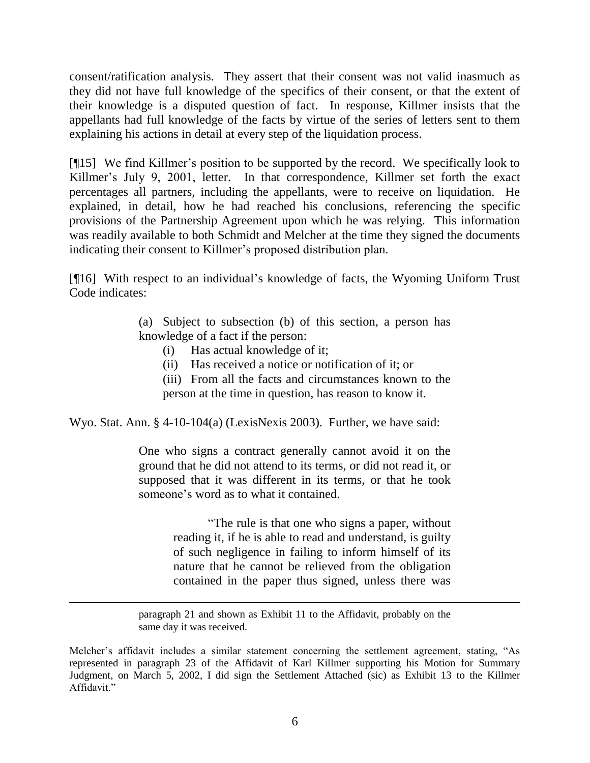consent/ratification analysis. They assert that their consent was not valid inasmuch as they did not have full knowledge of the specifics of their consent, or that the extent of their knowledge is a disputed question of fact. In response, Killmer insists that the appellants had full knowledge of the facts by virtue of the series of letters sent to them explaining his actions in detail at every step of the liquidation process.

[¶15] We find Killmer's position to be supported by the record. We specifically look to Killmer's July 9, 2001, letter. In that correspondence, Killmer set forth the exact percentages all partners, including the appellants, were to receive on liquidation. He explained, in detail, how he had reached his conclusions, referencing the specific provisions of the Partnership Agreement upon which he was relying. This information was readily available to both Schmidt and Melcher at the time they signed the documents indicating their consent to Killmer's proposed distribution plan.

[¶16] With respect to an individual's knowledge of facts, the Wyoming Uniform Trust Code indicates:

> (a) Subject to subsection (b) of this section, a person has knowledge of a fact if the person:
>
> (i) Has actual knowledge of it;
>
> (ii) Has received a notice or notification of it; or
>
> (iii) From all the facts and circumstances known to the person at the time in question, has reason to know it.

Wyo. Stat. Ann. § 4-10-104(a) (LexisNexis 2003). Further, we have said:

> One who signs a contract generally cannot avoid it on the ground that he did not attend to its terms, or did not read it, or supposed that it was different in its terms, or that he took someone's word as to what it contained.
>
> > "The rule is that one who signs a paper, without reading it, if he is able to read and understand, is guilty of such negligence in failing to inform himself of its nature that he cannot be relieved from the obligation contained in the paper thus signed, unless there was

---

> paragraph 21 and shown as Exhibit 11 to the Affidavit, probably on the same day it was received.

Melcher's affidavit includes a similar statement concerning the settlement agreement, stating, "As represented in paragraph 23 of the Affidavit of Karl Killmer supporting his Motion for Summary Judgment, on March 5, 2002, I did sign the Settlement Attached (sic) as Exhibit 13 to the Killmer Affidavit."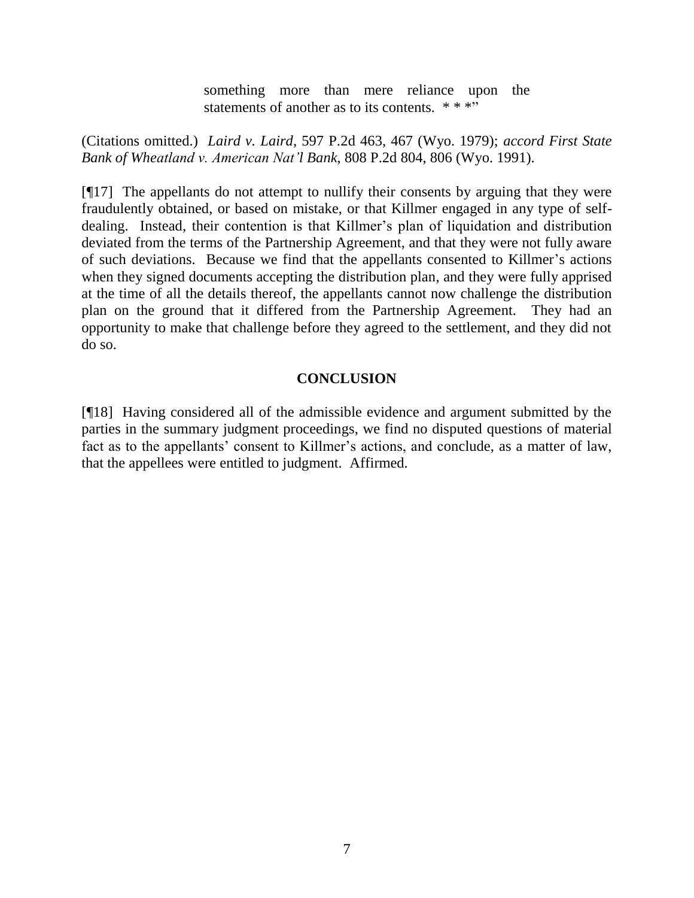> something more than mere reliance upon the statements of another as to its contents. * * *"

(Citations omitted.) *Laird v. Laird*, 597 P.2d 463, 467 (Wyo. 1979); *accord First State Bank of Wheatland v. American Nat'l Bank*, 808 P.2d 804, 806 (Wyo. 1991).

[¶17] The appellants do not attempt to nullify their consents by arguing that they were fraudulently obtained, or based on mistake, or that Killmer engaged in any type of self-dealing. Instead, their contention is that Killmer's plan of liquidation and distribution deviated from the terms of the Partnership Agreement, and that they were not fully aware of such deviations. Because we find that the appellants consented to Killmer's actions when they signed documents accepting the distribution plan, and they were fully apprised at the time of all the details thereof, the appellants cannot now challenge the distribution plan on the ground that it differed from the Partnership Agreement. They had an opportunity to make that challenge before they agreed to the settlement, and they did not do so.

## CONCLUSION

[¶18] Having considered all of the admissible evidence and argument submitted by the parties in the summary judgment proceedings, we find no disputed questions of material fact as to the appellants' consent to Killmer's actions, and conclude, as a matter of law, that the appellees were entitled to judgment. Affirmed.